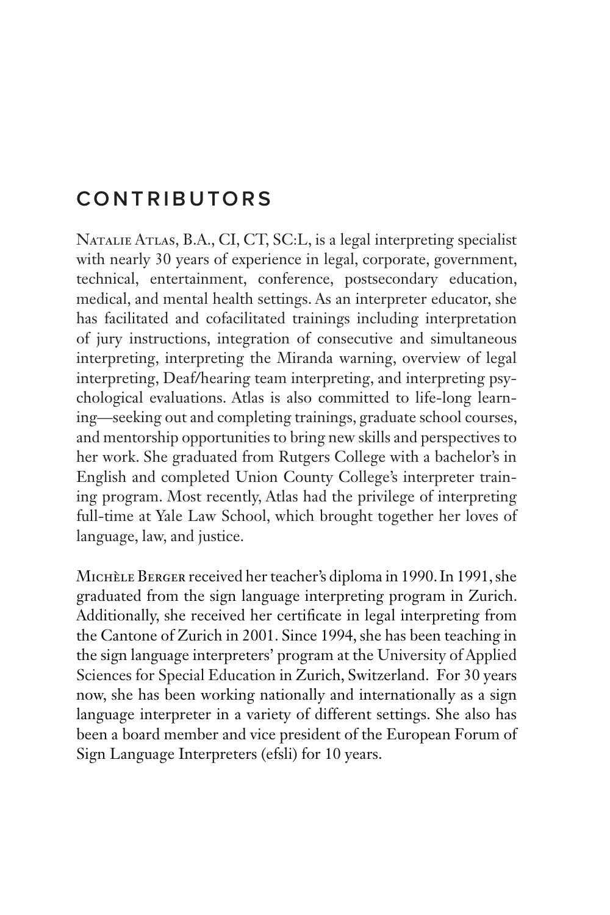# CONTRIBUTORS

Natalie Atlas, B.A., CI, CT, SC:L, is a legal interpreting specialist with nearly 30 years of experience in legal, corporate, government, technical, entertainment, conference, postsecondary education, medical, and mental health settings. As an interpreter educator, she has facilitated and cofacilitated trainings including interpretation of jury instructions, integration of consecutive and simultaneous interpreting, interpreting the Miranda warning, overview of legal interpreting, Deaf/hearing team interpreting, and interpreting psychological evaluations. Atlas is also committed to life-long learning—seeking out and completing trainings, graduate school courses, and mentorship opportunities to bring new skills and perspectives to her work. She graduated from Rutgers College with a bachelor's in English and completed Union County College's interpreter training program. Most recently, Atlas had the privilege of interpreting full-time at Yale Law School, which brought together her loves of language, law, and justice.

Michèle Berger received her teacher's diploma in 1990. In 1991, she graduated from the sign language interpreting program in Zurich. Additionally, she received her certificate in legal interpreting from the Cantone of Zurich in 2001. Since 1994, she has been teaching in the sign language interpreters' program at the University of Applied Sciences for Special Education in Zurich, Switzerland. For 30 years now, she has been working nationally and internationally as a sign language interpreter in a variety of different settings. She also has been a board member and vice president of the European Forum of Sign Language Interpreters (efsli) for 10 years.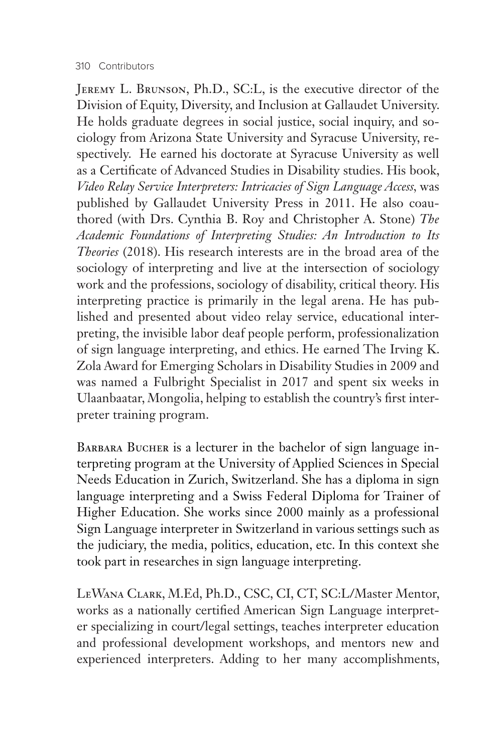Jeremy L. Brunson, Ph.D., SC:L, is the executive director of the Division of Equity, Diversity, and Inclusion at Gallaudet University. He holds graduate degrees in social justice, social inquiry, and sociology from Arizona State University and Syracuse University, respectively. He earned his doctorate at Syracuse University as well as a Certificate of Advanced Studies in Disability studies. His book, *Video Relay Service Interpreters: Intricacies of Sign Language Access*, was published by Gallaudet University Press in 2011. He also coauthored (with Drs. Cynthia B. Roy and Christopher A. Stone) *The Academic Foundations of Interpreting Studies: An Introduction to Its Theories* (2018). His research interests are in the broad area of the sociology of interpreting and live at the intersection of sociology work and the professions, sociology of disability, critical theory. His interpreting practice is primarily in the legal arena. He has published and presented about video relay service, educational interpreting, the invisible labor deaf people perform, professionalization of sign language interpreting, and ethics. He earned The Irving K. Zola Award for Emerging Scholars in Disability Studies in 2009 and was named a Fulbright Specialist in 2017 and spent six weeks in Ulaanbaatar, Mongolia, helping to establish the country's first interpreter training program.

Barbara Bucher is a lecturer in the bachelor of sign language interpreting program at the University of Applied Sciences in Special Needs Education in Zurich, Switzerland. She has a diploma in sign language interpreting and a Swiss Federal Diploma for Trainer of Higher Education. She works since 2000 mainly as a professional Sign Language interpreter in Switzerland in various settings such as the judiciary, the media, politics, education, etc. In this context she took part in researches in sign language interpreting.

LeWana Clark, M.Ed, Ph.D., CSC, CI, CT, SC:L/Master Mentor, works as a nationally certified American Sign Language interpreter specializing in court/legal settings, teaches interpreter education and professional development workshops, and mentors new and experienced interpreters. Adding to her many accomplishments,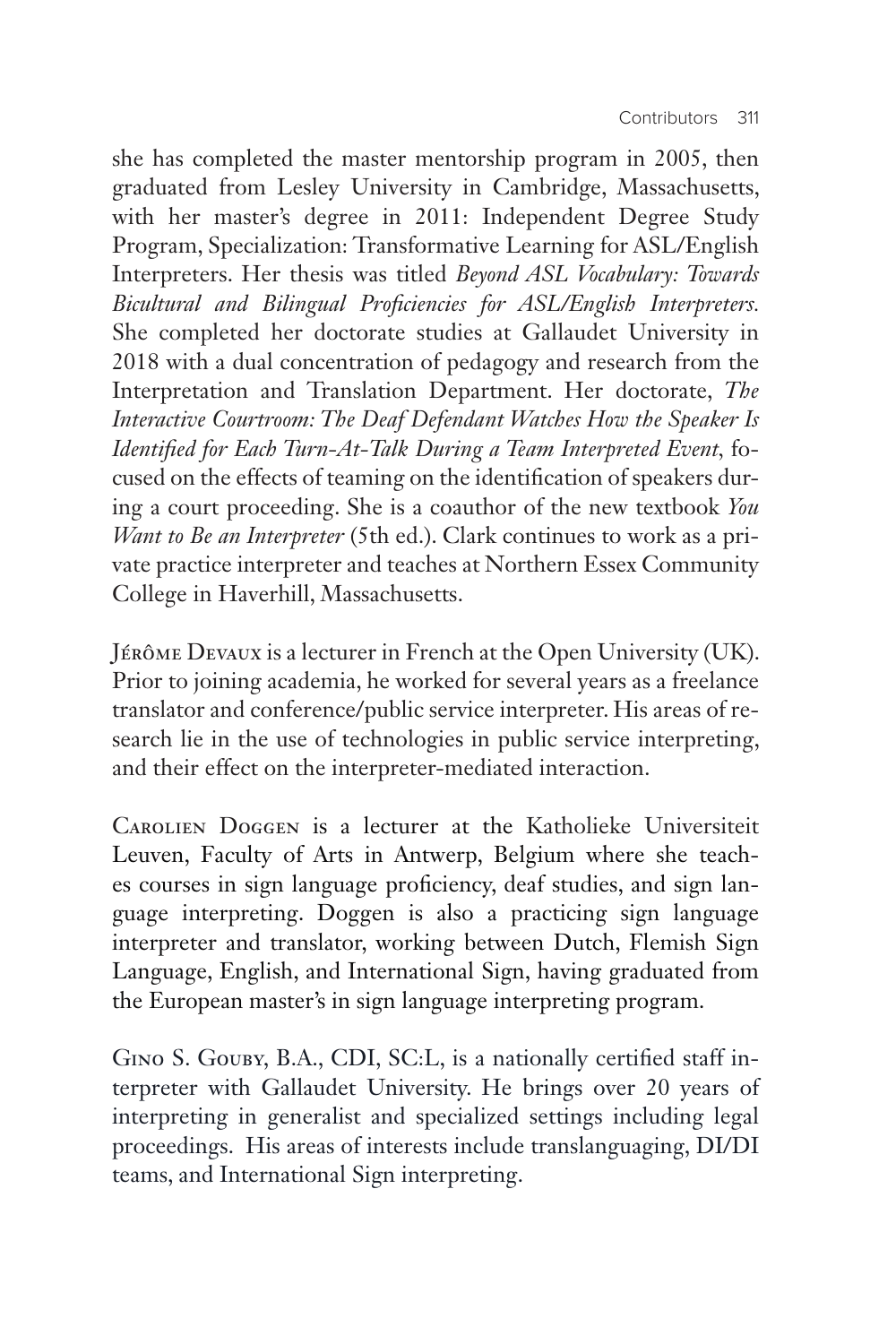she has completed the master mentorship program in 2005, then graduated from Lesley University in Cambridge, Massachusetts, with her master's degree in 2011: Independent Degree Study Program, Specialization: Transformative Learning for ASL/English Interpreters. Her thesis was titled *Beyond ASL Vocabulary: Towards Bicultural and Bilingual Proficiencies for ASL/English Interpreters*. She completed her doctorate studies at Gallaudet University in 2018 with a dual concentration of pedagogy and research from the Interpretation and Translation Department. Her doctorate, *The Interactive Courtroom: The Deaf Defendant Watches How the Speaker Is Identified for Each Turn-At-Talk During a Team Interpreted Event*, focused on the effects of teaming on the identification of speakers during a court proceeding. She is a coauthor of the new textbook *You Want to Be an Interpreter* (5th ed.). Clark continues to work as a private practice interpreter and teaches at Northern Essex Community College in Haverhill, Massachusetts.

Jérôme Devaux is a lecturer in French at the Open University (UK). Prior to joining academia, he worked for several years as a freelance translator and conference/public service interpreter. His areas of research lie in the use of technologies in public service interpreting, and their effect on the interpreter-mediated interaction.

Carolien Doggen is a lecturer at the Katholieke Universiteit Leuven, Faculty of Arts in Antwerp, Belgium where she teaches courses in sign language proficiency, deaf studies, and sign language interpreting. Doggen is also a practicing sign language interpreter and translator, working between Dutch, Flemish Sign Language, English, and International Sign, having graduated from the European master's in sign language interpreting program.

Gino S. Gouby, B.A., CDI, SC:L, is a nationally certified staff interpreter with Gallaudet University. He brings over 20 years of interpreting in generalist and specialized settings including legal proceedings. His areas of interests include translanguaging, DI/DI teams, and International Sign interpreting.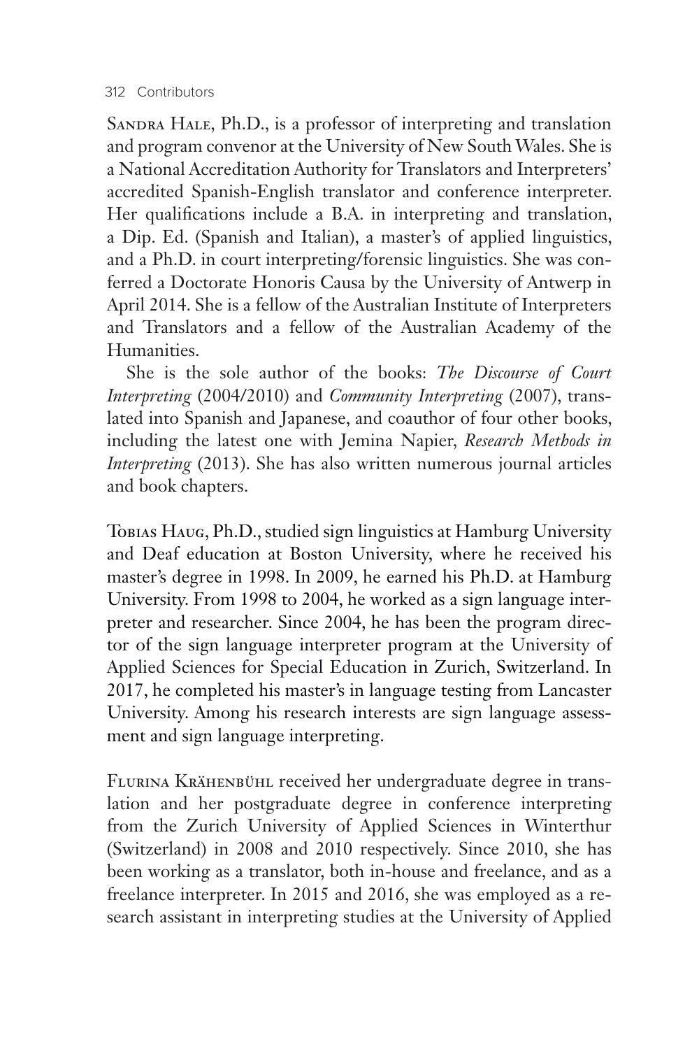Sandra Hale, Ph.D., is a professor of interpreting and translation and program convenor at the University of New South Wales. She is a National Accreditation Authority for Translators and Interpreters' accredited Spanish-English translator and conference interpreter. Her qualifications include a B.A. in interpreting and translation, a Dip. Ed. (Spanish and Italian), a master's of applied linguistics, and a Ph.D. in court interpreting/forensic linguistics. She was conferred a Doctorate Honoris Causa by the University of Antwerp in April 2014. She is a fellow of the Australian Institute of Interpreters and Translators and a fellow of the Australian Academy of the Humanities.

She is the sole author of the books: *The Discourse of Court Interpreting* (2004/2010) and *Community Interpreting* (2007), translated into Spanish and Japanese, and coauthor of four other books, including the latest one with Jemina Napier, *Research Methods in Interpreting* (2013). She has also written numerous journal articles and book chapters.

Tobias Haug, Ph.D., studied sign linguistics at Hamburg University and Deaf education at Boston University, where he received his master's degree in 1998. In 2009, he earned his Ph.D. at Hamburg University. From 1998 to 2004, he worked as a sign language interpreter and researcher. Since 2004, he has been the program director of the sign language interpreter program at the University of Applied Sciences for Special Education in Zurich, Switzerland. In 2017, he completed his master's in language testing from Lancaster University. Among his research interests are sign language assessment and sign language interpreting.

Flurina Krähenbühl received her undergraduate degree in translation and her postgraduate degree in conference interpreting from the Zurich University of Applied Sciences in Winterthur (Switzerland) in 2008 and 2010 respectively. Since 2010, she has been working as a translator, both in-house and freelance, and as a freelance interpreter. In 2015 and 2016, she was employed as a research assistant in interpreting studies at the University of Applied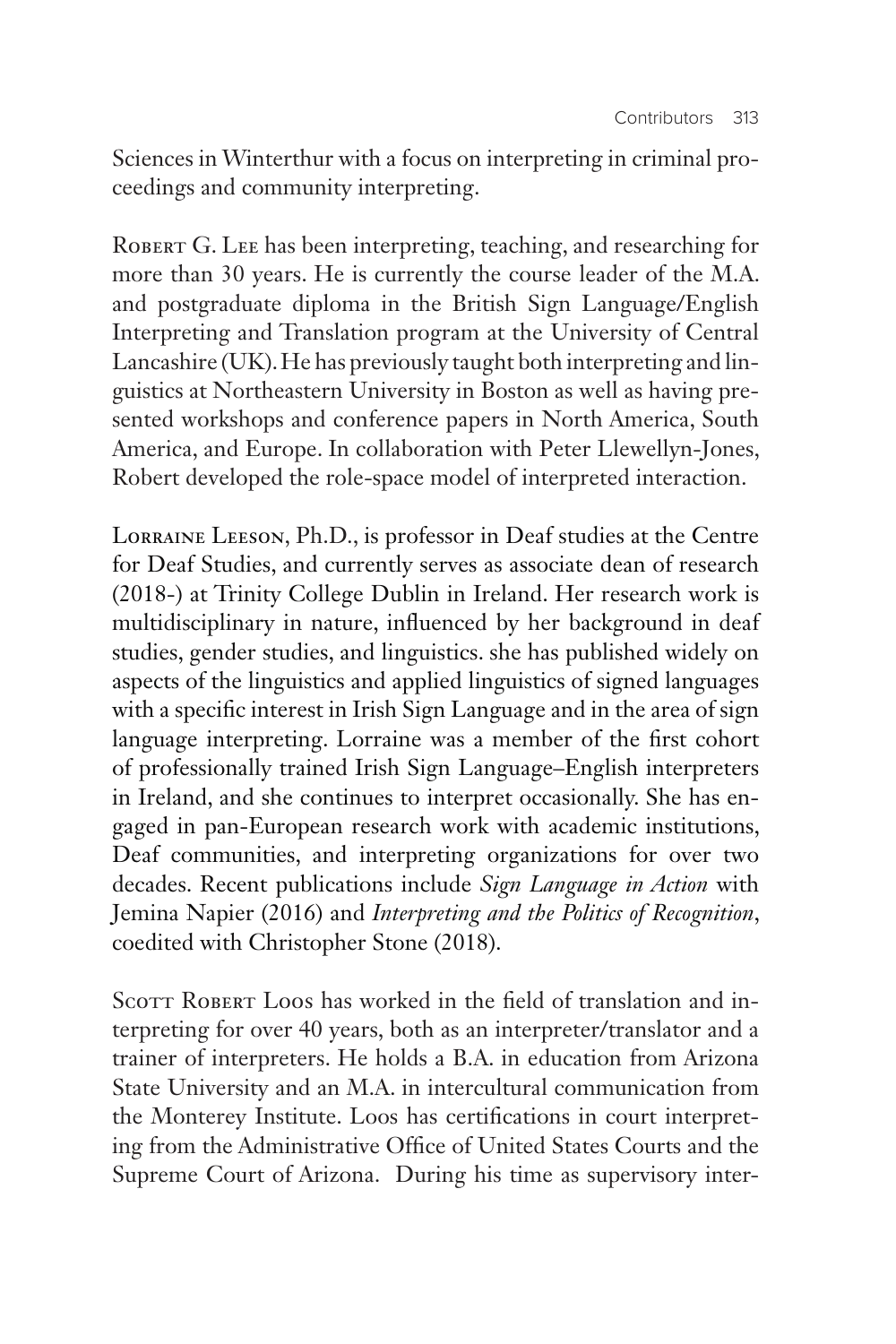Sciences in Winterthur with a focus on interpreting in criminal proceedings and community interpreting.

Robert G. Lee has been interpreting, teaching, and researching for more than 30 years. He is currently the course leader of the M.A. and postgraduate diploma in the British Sign Language/English Interpreting and Translation program at the University of Central Lancashire (UK). He has previously taught both interpreting and linguistics at Northeastern University in Boston as well as having presented workshops and conference papers in North America, South America, and Europe. In collaboration with Peter Llewellyn-Jones, Robert developed the role-space model of interpreted interaction.

Lorraine Leeson, Ph.D., is professor in Deaf studies at the Centre for Deaf Studies, and currently serves as associate dean of research (2018-) at Trinity College Dublin in Ireland. Her research work is multidisciplinary in nature, influenced by her background in deaf studies, gender studies, and linguistics. she has published widely on aspects of the linguistics and applied linguistics of signed languages with a specific interest in Irish Sign Language and in the area of sign language interpreting. Lorraine was a member of the first cohort of professionally trained Irish Sign Language–English interpreters in Ireland, and she continues to interpret occasionally. She has engaged in pan-European research work with academic institutions, Deaf communities, and interpreting organizations for over two decades. Recent publications include *Sign Language in Action* with Jemina Napier (2016) and *Interpreting and the Politics of Recognition*, coedited with Christopher Stone (2018).

Scott Robert Loos has worked in the field of translation and interpreting for over 40 years, both as an interpreter/translator and a trainer of interpreters. He holds a B.A. in education from Arizona State University and an M.A. in intercultural communication from the Monterey Institute. Loos has certifications in court interpreting from the Administrative Office of United States Courts and the Supreme Court of Arizona. During his time as supervisory inter-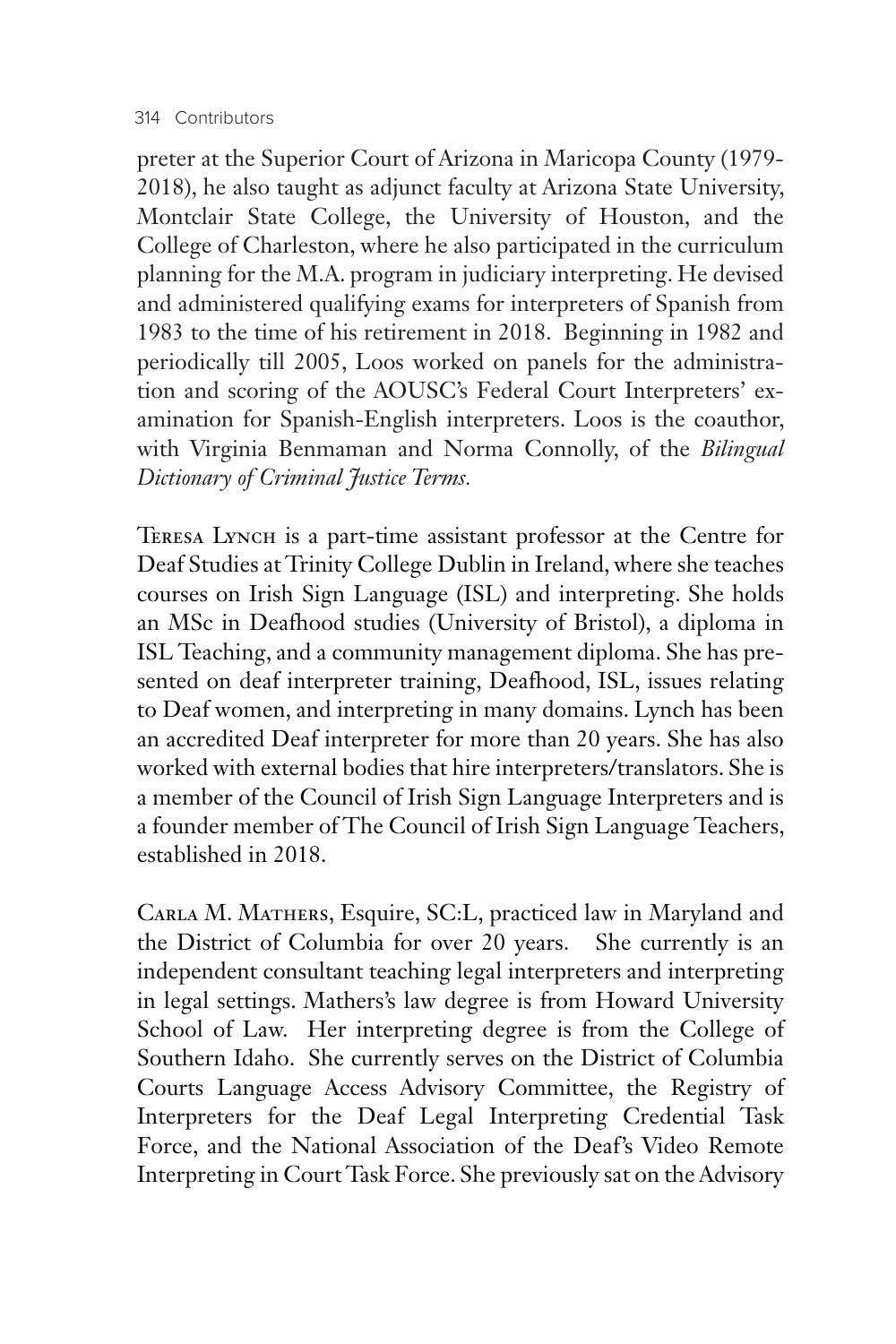preter at the Superior Court of Arizona in Maricopa County (1979-2018), he also taught as adjunct faculty at Arizona State University, Montclair State College, the University of Houston, and the College of Charleston, where he also participated in the curriculum planning for the M.A. program in judiciary interpreting. He devised and administered qualifying exams for interpreters of Spanish from 1983 to the time of his retirement in 2018. Beginning in 1982 and periodically till 2005, Loos worked on panels for the administration and scoring of the AOUSC's Federal Court Interpreters' examination for Spanish-English interpreters. Loos is the coauthor, with Virginia Benmaman and Norma Connolly, of the *Bilingual Dictionary of Criminal Justice Terms.*

Teresa Lynch is a part-time assistant professor at the Centre for Deaf Studies at Trinity College Dublin in Ireland, where she teaches courses on Irish Sign Language (ISL) and interpreting. She holds an MSc in Deafhood studies (University of Bristol), a diploma in ISL Teaching, and a community management diploma. She has presented on deaf interpreter training, Deafhood, ISL, issues relating to Deaf women, and interpreting in many domains. Lynch has been an accredited Deaf interpreter for more than 20 years. She has also worked with external bodies that hire interpreters/translators. She is a member of the Council of Irish Sign Language Interpreters and is a founder member of The Council of Irish Sign Language Teachers, established in 2018.

Carla M. Mathers, Esquire, SC:L, practiced law in Maryland and the District of Columbia for over 20 years. She currently is an independent consultant teaching legal interpreters and interpreting in legal settings. Mathers's law degree is from Howard University School of Law. Her interpreting degree is from the College of Southern Idaho. She currently serves on the District of Columbia Courts Language Access Advisory Committee, the Registry of Interpreters for the Deaf Legal Interpreting Credential Task Force, and the National Association of the Deaf's Video Remote Interpreting in Court Task Force. She previously sat on the Advisory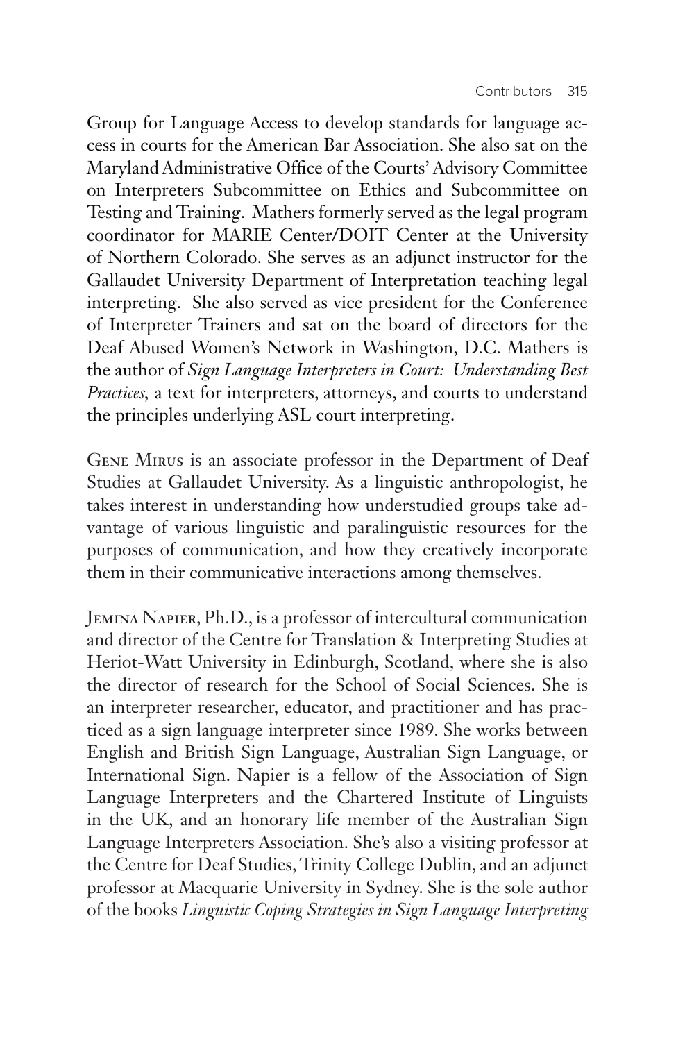Group for Language Access to develop standards for language access in courts for the American Bar Association. She also sat on the Maryland Administrative Office of the Courts' Advisory Committee on Interpreters Subcommittee on Ethics and Subcommittee on Testing and Training. Mathers formerly served as the legal program coordinator for MARIE Center/DOIT Center at the University of Northern Colorado. She serves as an adjunct instructor for the Gallaudet University Department of Interpretation teaching legal interpreting. She also served as vice president for the Conference of Interpreter Trainers and sat on the board of directors for the Deaf Abused Women's Network in Washington, D.C. Mathers is the author of *Sign Language Interpreters in Court: Understanding Best Practices,* a text for interpreters, attorneys, and courts to understand the principles underlying ASL court interpreting.

Gene Mirus is an associate professor in the Department of Deaf Studies at Gallaudet University. As a linguistic anthropologist, he takes interest in understanding how understudied groups take advantage of various linguistic and paralinguistic resources for the purposes of communication, and how they creatively incorporate them in their communicative interactions among themselves.

Jemina Napier, Ph.D., is a professor of intercultural communication and director of the Centre for Translation & Interpreting Studies at Heriot-Watt University in Edinburgh, Scotland, where she is also the director of research for the School of Social Sciences. She is an interpreter researcher, educator, and practitioner and has practiced as a sign language interpreter since 1989. She works between English and British Sign Language, Australian Sign Language, or International Sign. Napier is a fellow of the Association of Sign Language Interpreters and the Chartered Institute of Linguists in the UK, and an honorary life member of the Australian Sign Language Interpreters Association. She's also a visiting professor at the Centre for Deaf Studies, Trinity College Dublin, and an adjunct professor at Macquarie University in Sydney. She is the sole author of the books *Linguistic Coping Strategies in Sign Language Interpreting*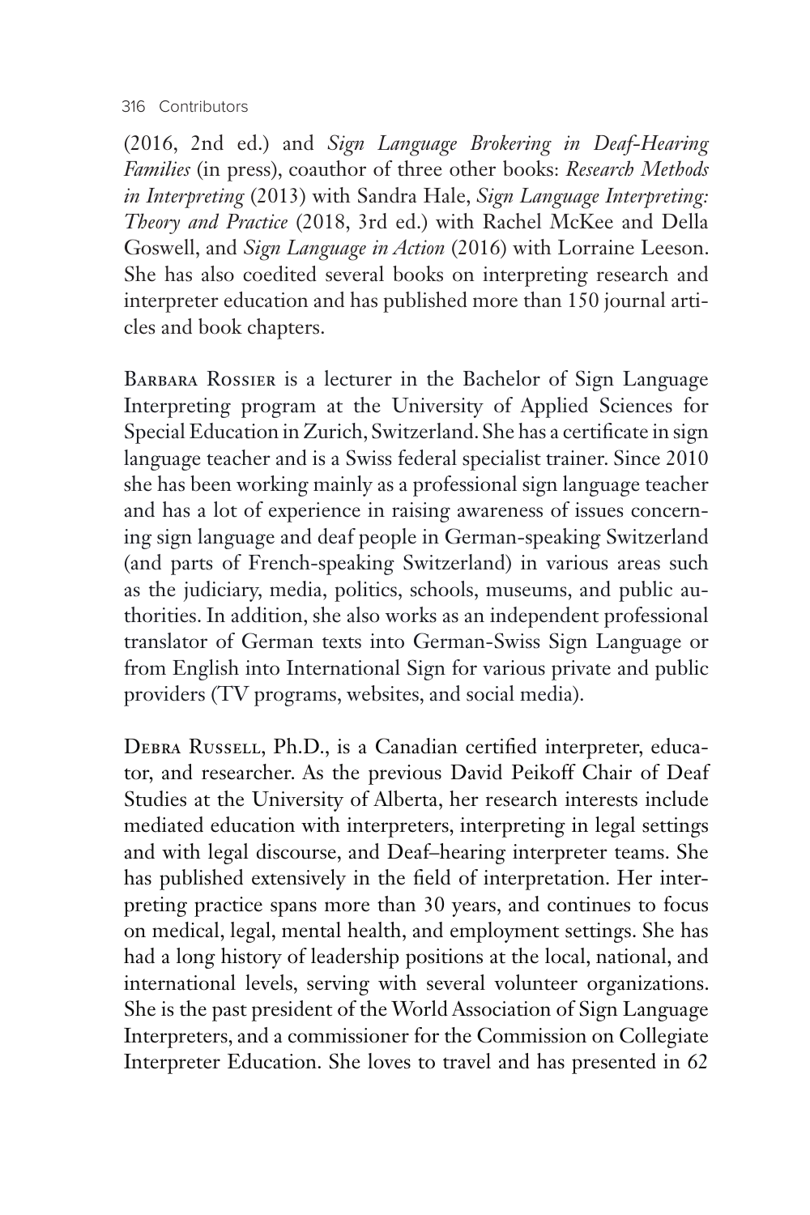(2016, 2nd ed.) and *Sign Language Brokering in Deaf-Hearing Families* (in press), coauthor of three other books: *Research Methods in Interpreting* (2013) with Sandra Hale, *Sign Language Interpreting: Theory and Practice* (2018, 3rd ed.) with Rachel McKee and Della Goswell, and *Sign Language in Action* (2016) with Lorraine Leeson. She has also coedited several books on interpreting research and interpreter education and has published more than 150 journal articles and book chapters.

Barbara Rossier is a lecturer in the Bachelor of Sign Language Interpreting program at the University of Applied Sciences for Special Education in Zurich, Switzerland. She has a certificate in sign language teacher and is a Swiss federal specialist trainer. Since 2010 she has been working mainly as a professional sign language teacher and has a lot of experience in raising awareness of issues concerning sign language and deaf people in German-speaking Switzerland (and parts of French-speaking Switzerland) in various areas such as the judiciary, media, politics, schools, museums, and public authorities. In addition, she also works as an independent professional translator of German texts into German-Swiss Sign Language or from English into International Sign for various private and public providers (TV programs, websites, and social media).

Debra Russell, Ph.D., is a Canadian certified interpreter, educator, and researcher. As the previous David Peikoff Chair of Deaf Studies at the University of Alberta, her research interests include mediated education with interpreters, interpreting in legal settings and with legal discourse, and Deaf–hearing interpreter teams. She has published extensively in the field of interpretation. Her interpreting practice spans more than 30 years, and continues to focus on medical, legal, mental health, and employment settings. She has had a long history of leadership positions at the local, national, and international levels, serving with several volunteer organizations. She is the past president of the World Association of Sign Language Interpreters, and a commissioner for the Commission on Collegiate Interpreter Education. She loves to travel and has presented in 62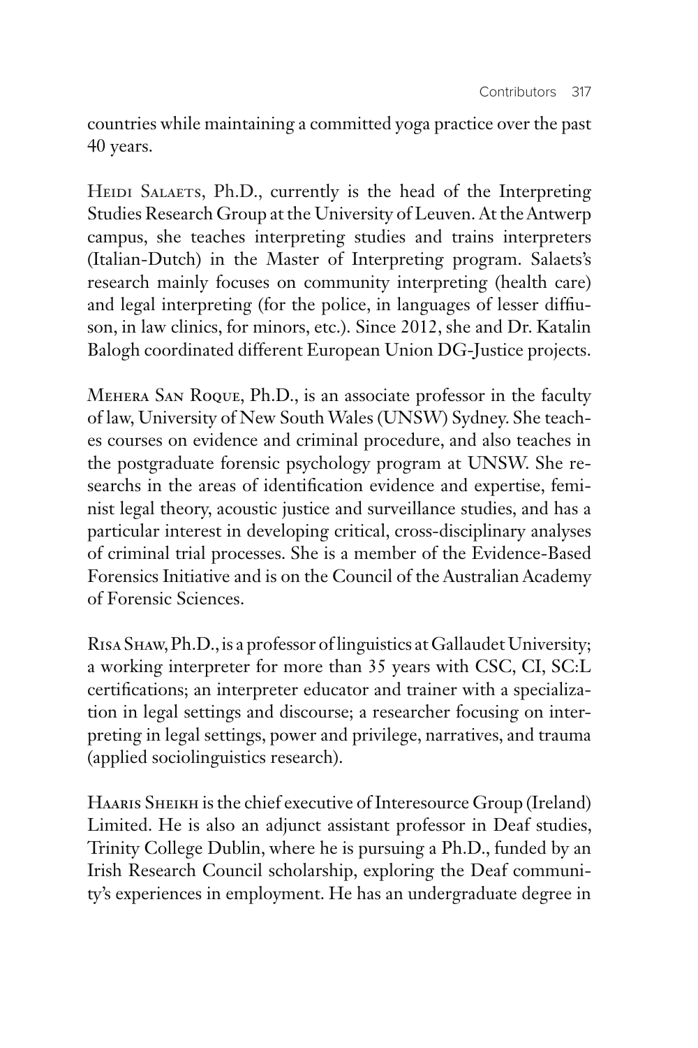countries while maintaining a committed yoga practice over the past 40 years.

Heidi Salaets, Ph.D., currently is the head of the Interpreting Studies Research Group at the University of Leuven. At the Antwerp campus, she teaches interpreting studies and trains interpreters (Italian-Dutch) in the Master of Interpreting program. Salaets's research mainly focuses on community interpreting (health care) and legal interpreting (for the police, in languages of lesser diffiuson, in law clinics, for minors, etc.). Since 2012, she and Dr. Katalin Balogh coordinated different European Union DG-Justice projects.

Mehera San Roque, Ph.D., is an associate professor in the faculty of law, University of New South Wales (UNSW) Sydney. She teaches courses on evidence and criminal procedure, and also teaches in the postgraduate forensic psychology program at UNSW. She researchs in the areas of identification evidence and expertise, feminist legal theory, acoustic justice and surveillance studies, and has a particular interest in developing critical, cross-disciplinary analyses of criminal trial processes. She is a member of the Evidence-Based Forensics Initiative and is on the Council of the Australian Academy of Forensic Sciences.

Risa Shaw, Ph.D., is a professor of linguistics at Gallaudet University; a working interpreter for more than 35 years with CSC, CI, SC:L certifications; an interpreter educator and trainer with a specialization in legal settings and discourse; a researcher focusing on interpreting in legal settings, power and privilege, narratives, and trauma (applied sociolinguistics research).

Haaris Sheikh is the chief executive of Interesource Group (Ireland) Limited. He is also an adjunct assistant professor in Deaf studies, Trinity College Dublin, where he is pursuing a Ph.D., funded by an Irish Research Council scholarship, exploring the Deaf community's experiences in employment. He has an undergraduate degree in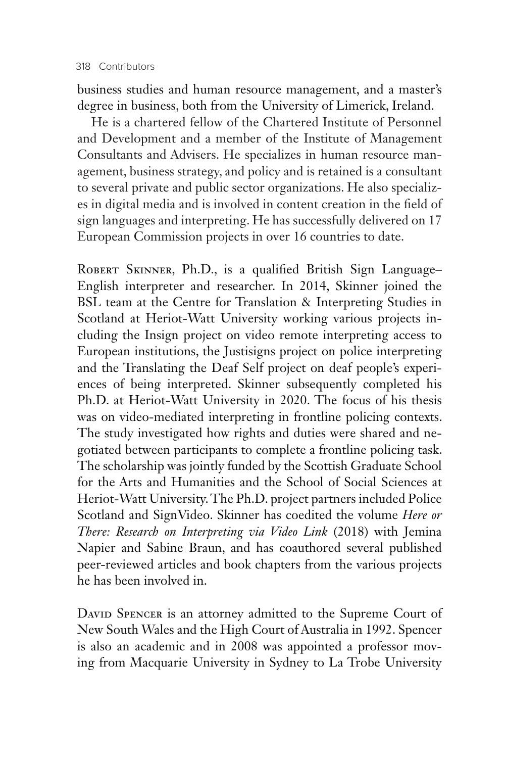business studies and human resource management, and a master's degree in business, both from the University of Limerick, Ireland.

He is a chartered fellow of the Chartered Institute of Personnel and Development and a member of the Institute of Management Consultants and Advisers. He specializes in human resource management, business strategy, and policy and is retained is a consultant to several private and public sector organizations. He also specializes in digital media and is involved in content creation in the field of sign languages and interpreting. He has successfully delivered on 17 European Commission projects in over 16 countries to date.

Robert Skinner, Ph.D., is a qualified British Sign Language–English interpreter and researcher. In 2014, Skinner joined the BSL team at the Centre for Translation & Interpreting Studies in Scotland at Heriot-Watt University working various projects including the Insign project on video remote interpreting access to European institutions, the Justisigns project on police interpreting and the Translating the Deaf Self project on deaf people's experiences of being interpreted. Skinner subsequently completed his Ph.D. at Heriot-Watt University in 2020. The focus of his thesis was on video-mediated interpreting in frontline policing contexts. The study investigated how rights and duties were shared and negotiated between participants to complete a frontline policing task. The scholarship was jointly funded by the Scottish Graduate School for the Arts and Humanities and the School of Social Sciences at Heriot-Watt University. The Ph.D. project partners included Police Scotland and SignVideo. Skinner has coedited the volume *Here or There: Research on Interpreting via Video Link* (2018) with Jemina Napier and Sabine Braun, and has coauthored several published peer-reviewed articles and book chapters from the various projects he has been involved in.

David Spencer is an attorney admitted to the Supreme Court of New South Wales and the High Court of Australia in 1992. Spencer is also an academic and in 2008 was appointed a professor moving from Macquarie University in Sydney to La Trobe University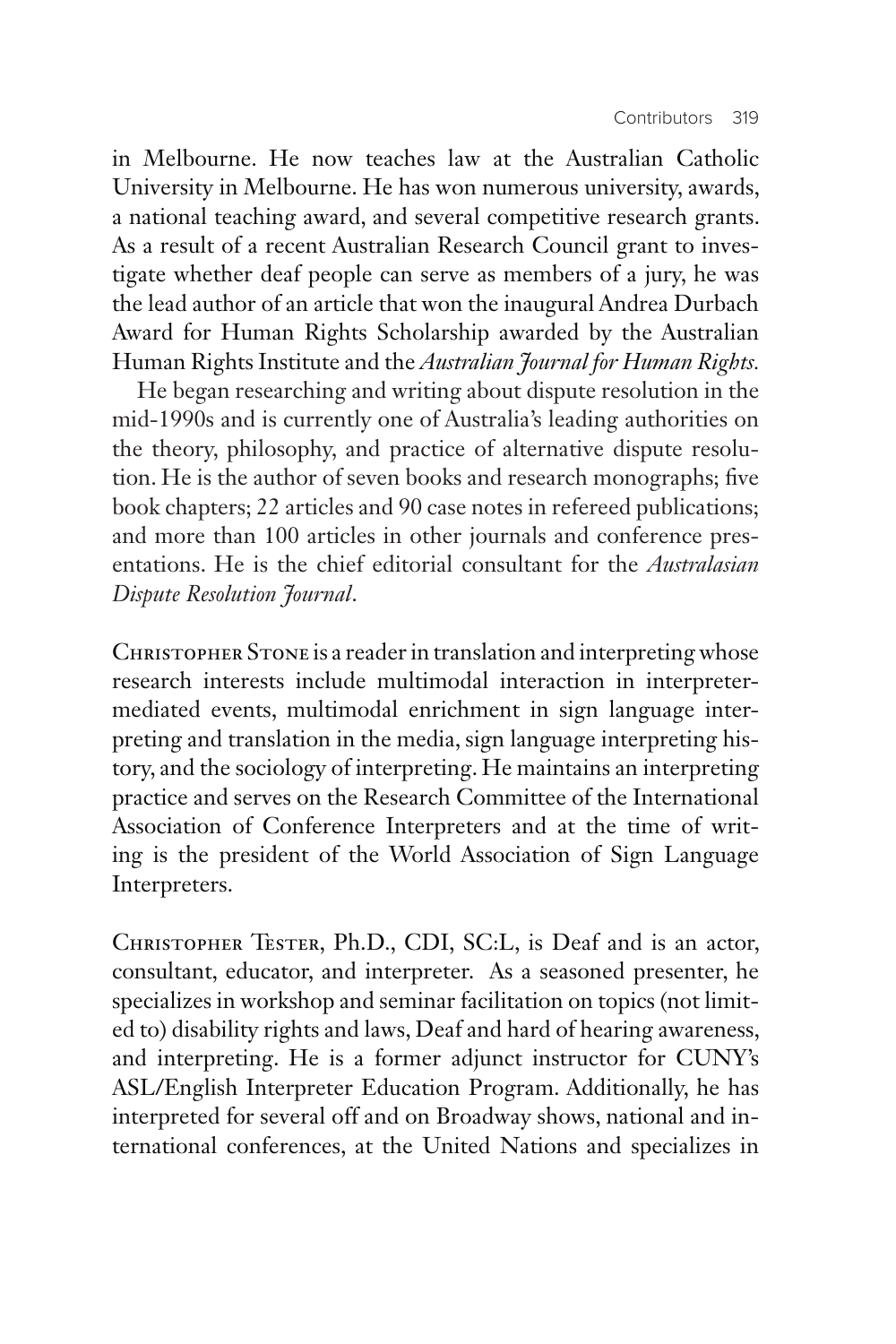in Melbourne. He now teaches law at the Australian Catholic University in Melbourne. He has won numerous university, awards, a national teaching award, and several competitive research grants. As a result of a recent Australian Research Council grant to investigate whether deaf people can serve as members of a jury, he was the lead author of an article that won the inaugural Andrea Durbach Award for Human Rights Scholarship awarded by the Australian Human Rights Institute and the *Australian Journal for Human Rights*.

He began researching and writing about dispute resolution in the mid-1990s and is currently one of Australia's leading authorities on the theory, philosophy, and practice of alternative dispute resolution. He is the author of seven books and research monographs; five book chapters; 22 articles and 90 case notes in refereed publications; and more than 100 articles in other journals and conference presentations. He is the chief editorial consultant for the *Australasian Dispute Resolution Journal*.

Christopher Stone is a reader in translation and interpreting whose research interests include multimodal interaction in interpreter-mediated events, multimodal enrichment in sign language interpreting and translation in the media, sign language interpreting history, and the sociology of interpreting. He maintains an interpreting practice and serves on the Research Committee of the International Association of Conference Interpreters and at the time of writing is the president of the World Association of Sign Language Interpreters.

Christopher Tester, Ph.D., CDI, SC:L, is Deaf and is an actor, consultant, educator, and interpreter. As a seasoned presenter, he specializes in workshop and seminar facilitation on topics (not limited to) disability rights and laws, Deaf and hard of hearing awareness, and interpreting. He is a former adjunct instructor for CUNY's ASL/English Interpreter Education Program. Additionally, he has interpreted for several off and on Broadway shows, national and international conferences, at the United Nations and specializes in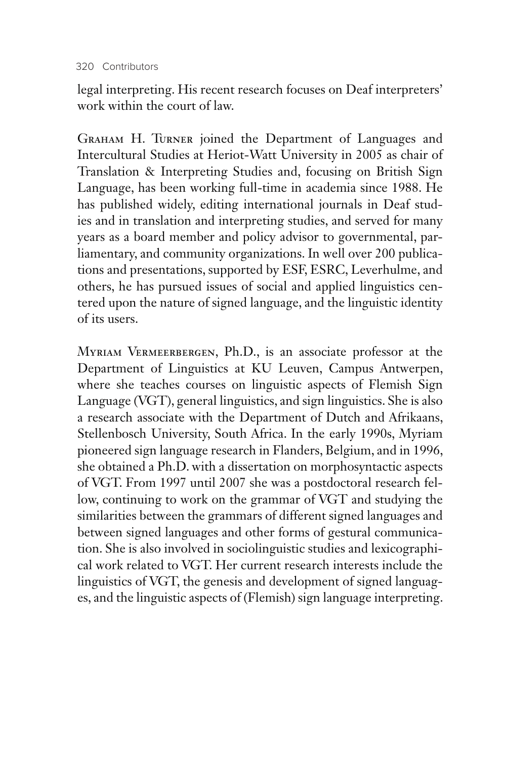legal interpreting. His recent research focuses on Deaf interpreters' work within the court of law.

Graham H. Turner joined the Department of Languages and Intercultural Studies at Heriot-Watt University in 2005 as chair of Translation & Interpreting Studies and, focusing on British Sign Language, has been working full-time in academia since 1988. He has published widely, editing international journals in Deaf studies and in translation and interpreting studies, and served for many years as a board member and policy advisor to governmental, parliamentary, and community organizations. In well over 200 publications and presentations, supported by ESF, ESRC, Leverhulme, and others, he has pursued issues of social and applied linguistics centered upon the nature of signed language, and the linguistic identity of its users.

Myriam Vermeerbergen, Ph.D., is an associate professor at the Department of Linguistics at KU Leuven, Campus Antwerpen, where she teaches courses on linguistic aspects of Flemish Sign Language (VGT), general linguistics, and sign linguistics. She is also a research associate with the Department of Dutch and Afrikaans, Stellenbosch University, South Africa. In the early 1990s, Myriam pioneered sign language research in Flanders, Belgium, and in 1996, she obtained a Ph.D. with a dissertation on morphosyntactic aspects of VGT. From 1997 until 2007 she was a postdoctoral research fellow, continuing to work on the grammar of VGT and studying the similarities between the grammars of different signed languages and between signed languages and other forms of gestural communication. She is also involved in sociolinguistic studies and lexicographical work related to VGT. Her current research interests include the linguistics of VGT, the genesis and development of signed languages, and the linguistic aspects of (Flemish) sign language interpreting.